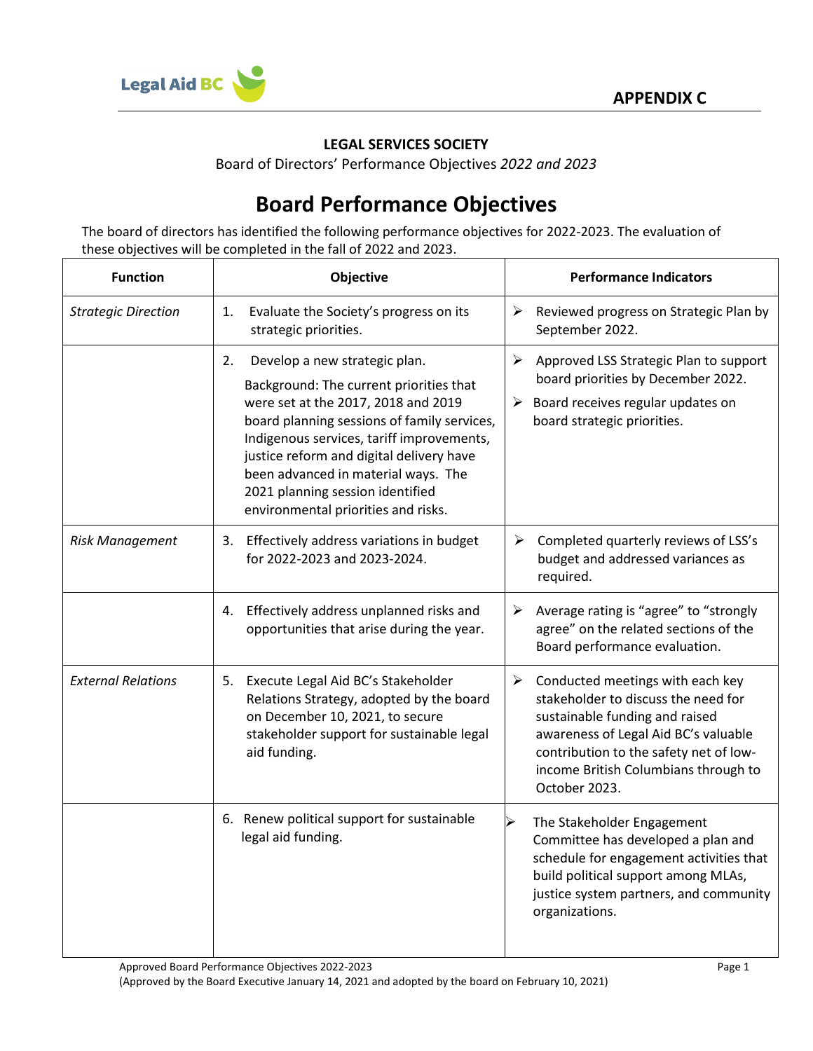**APPENDIX C**

**LEGAL SERVICES SOCIETY**

Board of Directors' Performance Objectives *2022 and 2023*

# Board Performance Objectives

The board of directors has identified the following performance objectives for 2022-2023. The evaluation of these objectives will be completed in the fall of 2022 and 2023.

| Function | Objective | Performance Indicators |
|---|---|---|
| *Strategic Direction* | 1. Evaluate the Society's progress on its strategic priorities. | ➢ Reviewed progress on Strategic Plan by September 2022. |
| | 2. Develop a new strategic plan.<br>Background: The current priorities that were set at the 2017, 2018 and 2019 board planning sessions of family services, Indigenous services, tariff improvements, justice reform and digital delivery have been advanced in material ways. The 2021 planning session identified environmental priorities and risks. | ➢ Approved LSS Strategic Plan to support board priorities by December 2022.<br>➢ Board receives regular updates on board strategic priorities. |
| *Risk Management* | 3. Effectively address variations in budget for 2022-2023 and 2023-2024. | ➢ Completed quarterly reviews of LSS's budget and addressed variances as required. |
| | 4. Effectively address unplanned risks and opportunities that arise during the year. | ➢ Average rating is "agree" to "strongly agree" on the related sections of the Board performance evaluation. |
| *External Relations* | 5. Execute Legal Aid BC's Stakeholder Relations Strategy, adopted by the board on December 10, 2021, to secure stakeholder support for sustainable legal aid funding. | ➢ Conducted meetings with each key stakeholder to discuss the need for sustainable funding and raised awareness of Legal Aid BC's valuable contribution to the safety net of low-income British Columbians through to October 2023. |
| | 6. Renew political support for sustainable legal aid funding. | ➢ The Stakeholder Engagement Committee has developed a plan and schedule for engagement activities that build political support among MLAs, justice system partners, and community organizations. |

Approved Board Performance Objectives 2022-2023

(Approved by the Board Executive January 14, 2021 and adopted by the board on February 10, 2021)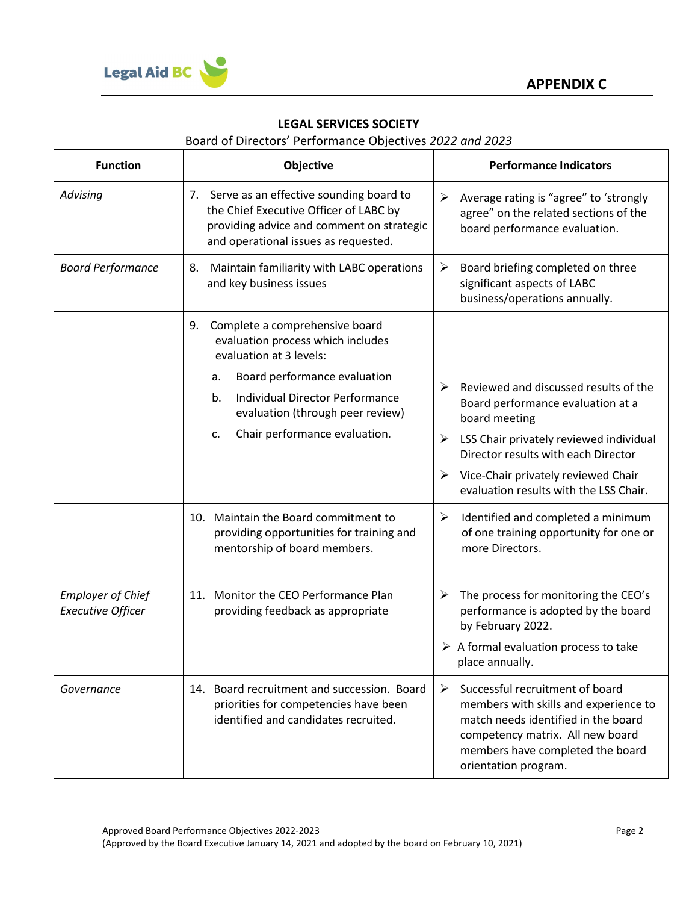**APPENDIX C**

**LEGAL SERVICES SOCIETY**

Board of Directors' Performance Objectives *2022 and 2023*

| **Function** | **Objective** | **Performance Indicators** |
|---|---|---|
| *Advising* | 7. Serve as an effective sounding board to the Chief Executive Officer of LABC by providing advice and comment on strategic and operational issues as requested. | ➢ Average rating is "agree" to 'strongly agree" on the related sections of the board performance evaluation. |
| *Board Performance* | 8. Maintain familiarity with LABC operations and key business issues | ➢ Board briefing completed on three significant aspects of LABC business/operations annually. |
| | 9. Complete a comprehensive board evaluation process which includes evaluation at 3 levels:<br>a. Board performance evaluation<br>b. Individual Director Performance evaluation (through peer review)<br>c. Chair performance evaluation. | ➢ Reviewed and discussed results of the Board performance evaluation at a board meeting<br>➢ LSS Chair privately reviewed individual Director results with each Director<br>➢ Vice-Chair privately reviewed Chair evaluation results with the LSS Chair. |
| | 10. Maintain the Board commitment to providing opportunities for training and mentorship of board members. | ➢ Identified and completed a minimum of one training opportunity for one or more Directors. |
| *Employer of Chief Executive Officer* | 11. Monitor the CEO Performance Plan providing feedback as appropriate | ➢ The process for monitoring the CEO's performance is adopted by the board by February 2022.<br>➢ A formal evaluation process to take place annually. |
| *Governance* | 14. Board recruitment and succession. Board priorities for competencies have been identified and candidates recruited. | ➢ Successful recruitment of board members with skills and experience to match needs identified in the board competency matrix. All new board members have completed the board orientation program. |

Approved Board Performance Objectives 2022-2023
(Approved by the Board Executive January 14, 2021 and adopted by the board on February 10, 2021)